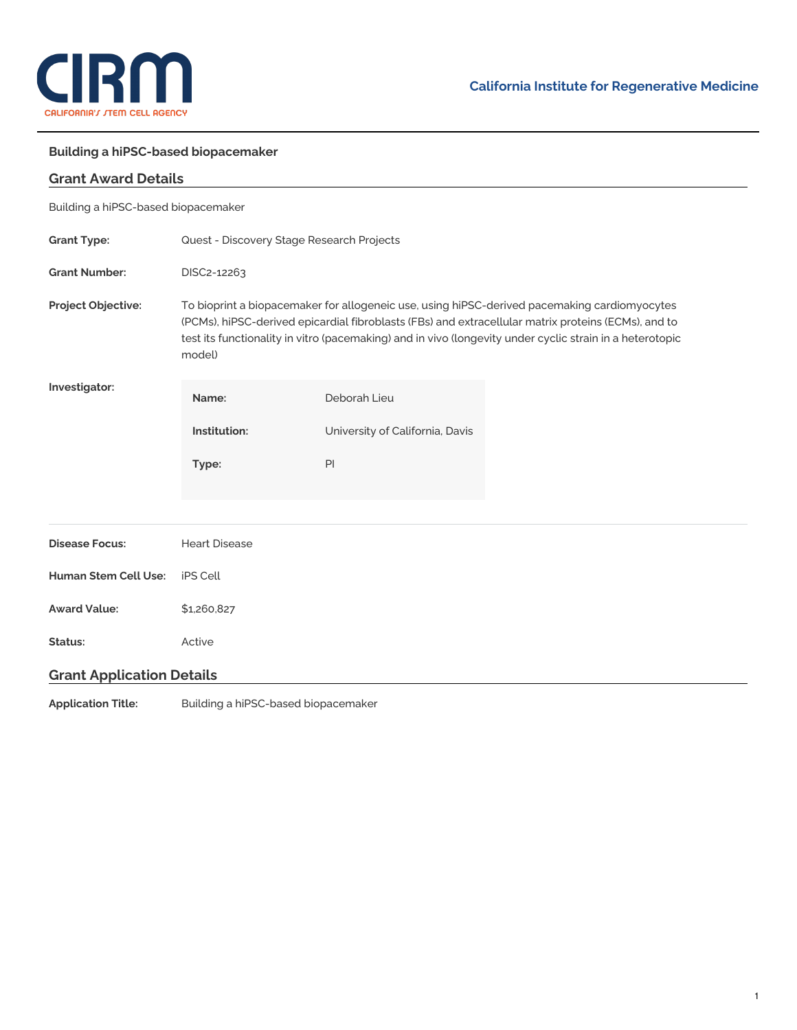California Institute for Regenerative Medicine

### Building a hiPSC-based biopacemaker

## Grant Award Details

Building a hiPSC-based biopacemaker

| | |
|---|---|
| **Grant Type:** | Quest - Discovery Stage Research Projects |
| **Grant Number:** | DISC2-12263 |
| **Project Objective:** | To bioprint a biopacemaker for allogeneic use, using hiPSC-derived pacemaking cardiomyocytes (PCMs), hiPSC-derived epicardial fibroblasts (FBs) and extracellular matrix proteins (ECMs), and to test its functionality in vitro (pacemaking) and in vivo (longevity under cyclic strain in a heterotopic model) |

**Investigator:**

| | |
|---|---|
| **Name:** | Deborah Lieu |
| **Institution:** | University of California, Davis |
| **Type:** | PI |

| | |
|---|---|
| **Disease Focus:** | Heart Disease |
| **Human Stem Cell Use:** | iPS Cell |
| **Award Value:** | $1,260,827 |
| **Status:** | Active |

## Grant Application Details

**Application Title:** Building a hiPSC-based biopacemaker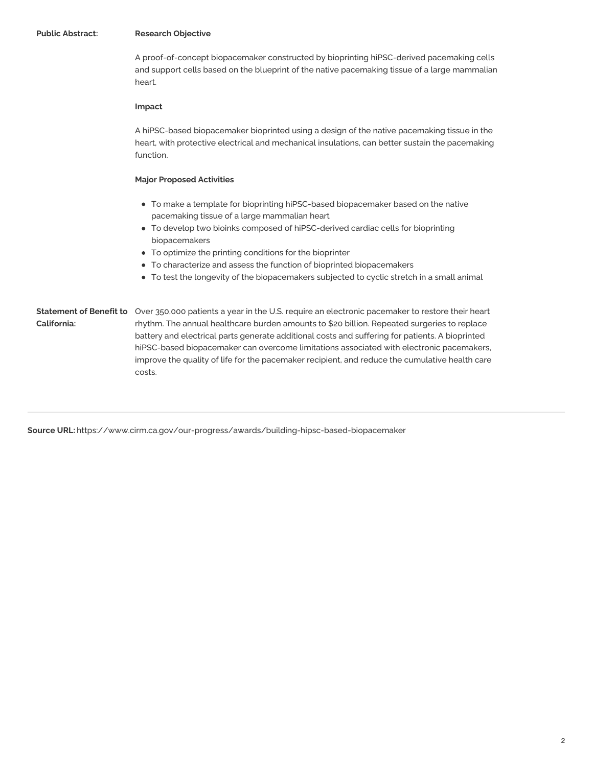**Public Abstract:**

**Research Objective**

A proof-of-concept biopacemaker constructed by bioprinting hiPSC-derived pacemaking cells and support cells based on the blueprint of the native pacemaking tissue of a large mammalian heart.

**Impact**

A hiPSC-based biopacemaker bioprinted using a design of the native pacemaking tissue in the heart, with protective electrical and mechanical insulations, can better sustain the pacemaking function.

**Major Proposed Activities**

- To make a template for bioprinting hiPSC-based biopacemaker based on the native pacemaking tissue of a large mammalian heart
- To develop two bioinks composed of hiPSC-derived cardiac cells for bioprinting biopacemakers
- To optimize the printing conditions for the bioprinter
- To characterize and assess the function of bioprinted biopacemakers
- To test the longevity of the biopacemakers subjected to cyclic stretch in a small animal

**Statement of Benefit to California:**

Over 350,000 patients a year in the U.S. require an electronic pacemaker to restore their heart rhythm. The annual healthcare burden amounts to $20 billion. Repeated surgeries to replace battery and electrical parts generate additional costs and suffering for patients. A bioprinted hiPSC-based biopacemaker can overcome limitations associated with electronic pacemakers, improve the quality of life for the pacemaker recipient, and reduce the cumulative health care costs.

---

**Source URL:** https://www.cirm.ca.gov/our-progress/awards/building-hipsc-based-biopacemaker